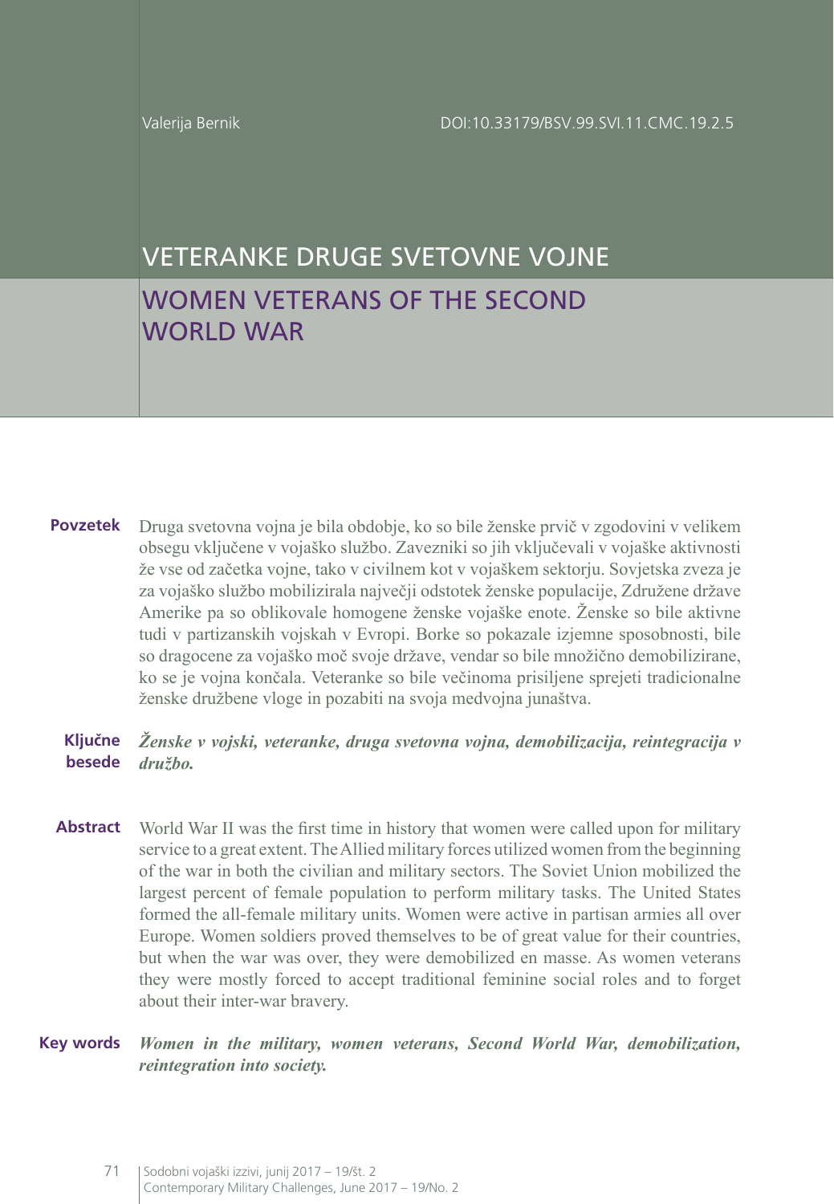Valerija Bernik

DOI:10.33179/BSV.99.SVI.11.CMC.19.2.5

# VETERANKE DRUGE SVETOVNE VOJNE

# WOMEN VETERANS OF THE SECOND WORLD WAR

**Povzetek** Druga svetovna vojna je bila obdobje, ko so bile ženske prvič v zgodovini v velikem obsegu vključene v vojaško službo. Zavezniki so jih vključevali v vojaške aktivnosti že vse od začetka vojne, tako v civilnem kot v vojaškem sektorju. Sovjetska zveza je za vojaško službo mobilizirala največji odstotek ženske populacije, Združene države Amerike pa so oblikovale homogene ženske vojaške enote. Ženske so bile aktivne tudi v partizanskih vojskah v Evropi. Borke so pokazale izjemne sposobnosti, bile so dragocene za vojaško moč svoje države, vendar so bile množično demobilizirane, ko se je vojna končala. Veteranke so bile večinoma prisiljene sprejeti tradicionalne ženske družbene vloge in pozabiti na svoja medvojna junaštva.

**Ključne besede** ***Ženske v vojski, veteranke, druga svetovna vojna, demobilizacija, reintegracija v družbo.***

**Abstract** World War II was the first time in history that women were called upon for military service to a great extent. The Allied military forces utilized women from the beginning of the war in both the civilian and military sectors. The Soviet Union mobilized the largest percent of female population to perform military tasks. The United States formed the all-female military units. Women were active in partisan armies all over Europe. Women soldiers proved themselves to be of great value for their countries, but when the war was over, they were demobilized en masse. As women veterans they were mostly forced to accept traditional feminine social roles and to forget about their inter-war bravery.

**Key words** ***Women in the military, women veterans, Second World War, demobilization, reintegration into society.***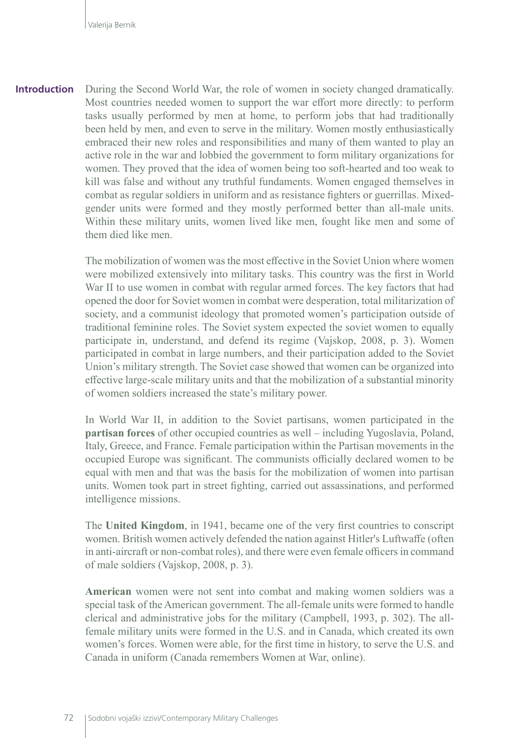## Introduction

During the Second World War, the role of women in society changed dramatically. Most countries needed women to support the war effort more directly: to perform tasks usually performed by men at home, to perform jobs that had traditionally been held by men, and even to serve in the military. Women mostly enthusiastically embraced their new roles and responsibilities and many of them wanted to play an active role in the war and lobbied the government to form military organizations for women. They proved that the idea of women being too soft-hearted and too weak to kill was false and without any truthful fundaments. Women engaged themselves in combat as regular soldiers in uniform and as resistance fighters or guerrillas. Mixed-gender units were formed and they mostly performed better than all-male units. Within these military units, women lived like men, fought like men and some of them died like men.

The mobilization of women was the most effective in the Soviet Union where women were mobilized extensively into military tasks. This country was the first in World War II to use women in combat with regular armed forces. The key factors that had opened the door for Soviet women in combat were desperation, total militarization of society, and a communist ideology that promoted women's participation outside of traditional feminine roles. The Soviet system expected the soviet women to equally participate in, understand, and defend its regime (Vajskop, 2008, p. 3). Women participated in combat in large numbers, and their participation added to the Soviet Union's military strength. The Soviet case showed that women can be organized into effective large-scale military units and that the mobilization of a substantial minority of women soldiers increased the state's military power.

In World War II, in addition to the Soviet partisans, women participated in the **partisan forces** of other occupied countries as well – including Yugoslavia, Poland, Italy, Greece, and France. Female participation within the Partisan movements in the occupied Europe was significant. The communists officially declared women to be equal with men and that was the basis for the mobilization of women into partisan units. Women took part in street fighting, carried out assassinations, and performed intelligence missions.

The **United Kingdom**, in 1941, became one of the very first countries to conscript women. British women actively defended the nation against Hitler's Luftwaffe (often in anti-aircraft or non-combat roles), and there were even female officers in command of male soldiers (Vajskop, 2008, p. 3).

**American** women were not sent into combat and making women soldiers was a special task of the American government. The all-female units were formed to handle clerical and administrative jobs for the military (Campbell, 1993, p. 302). The all-female military units were formed in the U.S. and in Canada, which created its own women's forces. Women were able, for the first time in history, to serve the U.S. and Canada in uniform (Canada remembers Women at War, online).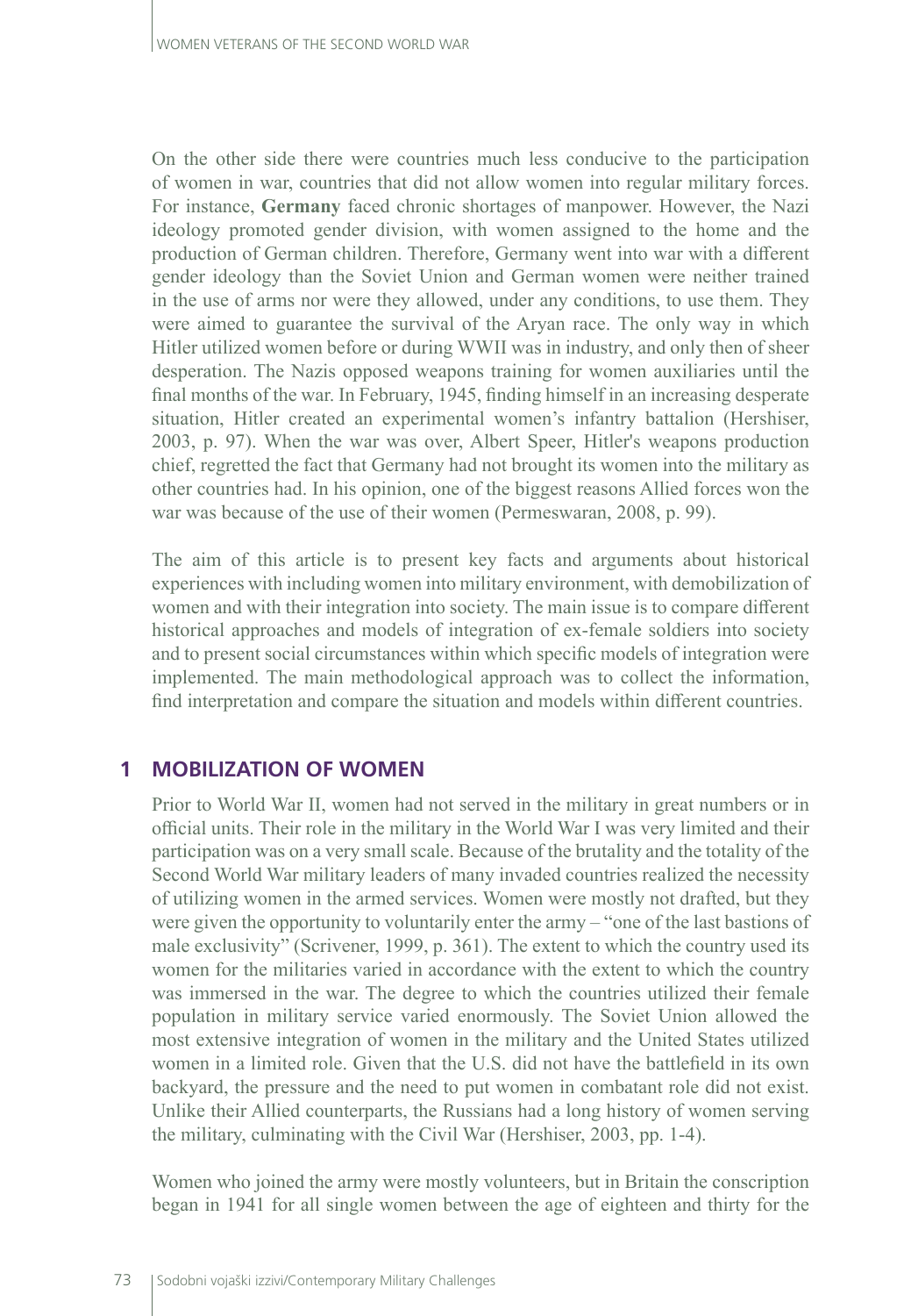On the other side there were countries much less conducive to the participation of women in war, countries that did not allow women into regular military forces. For instance, **Germany** faced chronic shortages of manpower. However, the Nazi ideology promoted gender division, with women assigned to the home and the production of German children. Therefore, Germany went into war with a different gender ideology than the Soviet Union and German women were neither trained in the use of arms nor were they allowed, under any conditions, to use them. They were aimed to guarantee the survival of the Aryan race. The only way in which Hitler utilized women before or during WWII was in industry, and only then of sheer desperation. The Nazis opposed weapons training for women auxiliaries until the final months of the war. In February, 1945, finding himself in an increasing desperate situation, Hitler created an experimental women's infantry battalion (Hershiser, 2003, p. 97). When the war was over, Albert Speer, Hitler's weapons production chief, regretted the fact that Germany had not brought its women into the military as other countries had. In his opinion, one of the biggest reasons Allied forces won the war was because of the use of their women (Permeswaran, 2008, p. 99).

The aim of this article is to present key facts and arguments about historical experiences with including women into military environment, with demobilization of women and with their integration into society. The main issue is to compare different historical approaches and models of integration of ex-female soldiers into society and to present social circumstances within which specific models of integration were implemented. The main methodological approach was to collect the information, find interpretation and compare the situation and models within different countries.

## 1 MOBILIZATION OF WOMEN

Prior to World War II, women had not served in the military in great numbers or in official units. Their role in the military in the World War I was very limited and their participation was on a very small scale. Because of the brutality and the totality of the Second World War military leaders of many invaded countries realized the necessity of utilizing women in the armed services. Women were mostly not drafted, but they were given the opportunity to voluntarily enter the army – "one of the last bastions of male exclusivity" (Scrivener, 1999, p. 361). The extent to which the country used its women for the militaries varied in accordance with the extent to which the country was immersed in the war. The degree to which the countries utilized their female population in military service varied enormously. The Soviet Union allowed the most extensive integration of women in the military and the United States utilized women in a limited role. Given that the U.S. did not have the battlefield in its own backyard, the pressure and the need to put women in combatant role did not exist. Unlike their Allied counterparts, the Russians had a long history of women serving the military, culminating with the Civil War (Hershiser, 2003, pp. 1-4).

Women who joined the army were mostly volunteers, but in Britain the conscription began in 1941 for all single women between the age of eighteen and thirty for the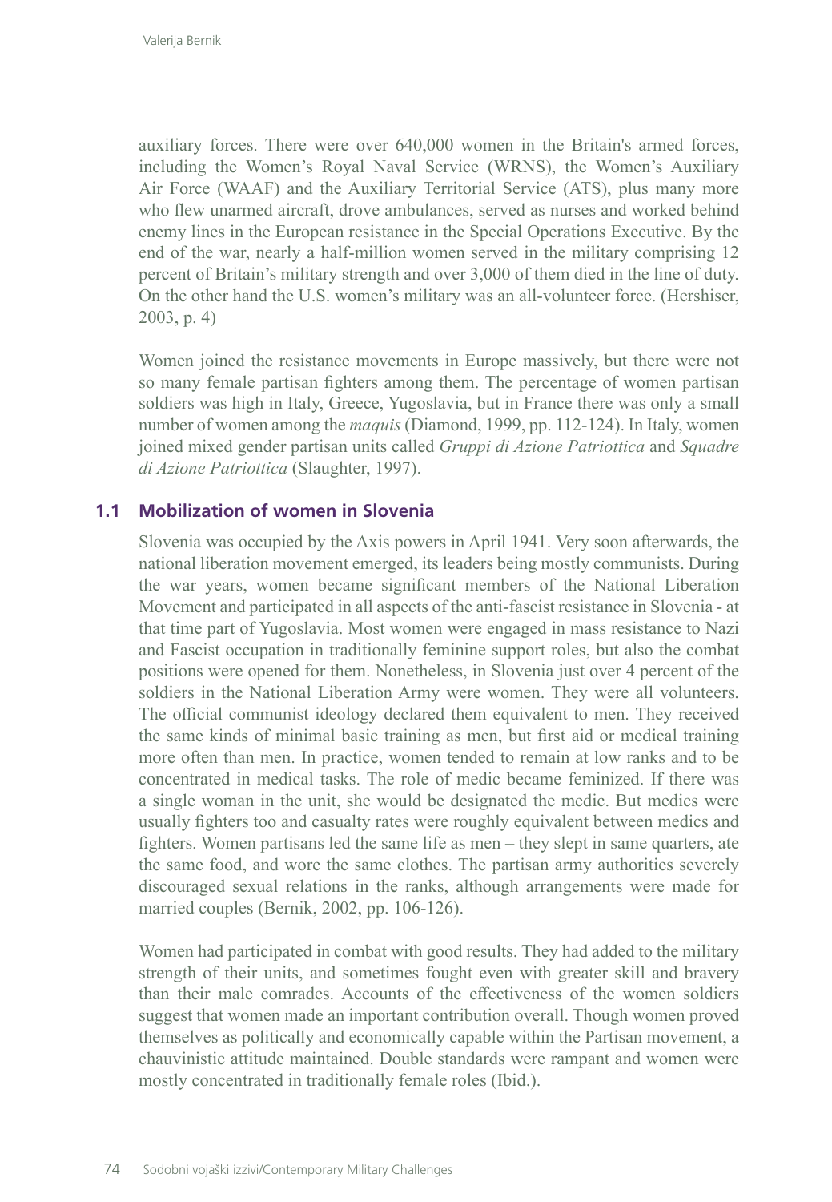auxiliary forces. There were over 640,000 women in the Britain's armed forces, including the Women's Royal Naval Service (WRNS), the Women's Auxiliary Air Force (WAAF) and the Auxiliary Territorial Service (ATS), plus many more who flew unarmed aircraft, drove ambulances, served as nurses and worked behind enemy lines in the European resistance in the Special Operations Executive. By the end of the war, nearly a half-million women served in the military comprising 12 percent of Britain's military strength and over 3,000 of them died in the line of duty. On the other hand the U.S. women's military was an all-volunteer force. (Hershiser, 2003, p. 4)

Women joined the resistance movements in Europe massively, but there were not so many female partisan fighters among them. The percentage of women partisan soldiers was high in Italy, Greece, Yugoslavia, but in France there was only a small number of women among the *maquis* (Diamond, 1999, pp. 112-124). In Italy, women joined mixed gender partisan units called *Gruppi di Azione Patriottica* and *Squadre di Azione Patriottica* (Slaughter, 1997).

## 1.1 Mobilization of women in Slovenia

Slovenia was occupied by the Axis powers in April 1941. Very soon afterwards, the national liberation movement emerged, its leaders being mostly communists. During the war years, women became significant members of the National Liberation Movement and participated in all aspects of the anti-fascist resistance in Slovenia - at that time part of Yugoslavia. Most women were engaged in mass resistance to Nazi and Fascist occupation in traditionally feminine support roles, but also the combat positions were opened for them. Nonetheless, in Slovenia just over 4 percent of the soldiers in the National Liberation Army were women. They were all volunteers. The official communist ideology declared them equivalent to men. They received the same kinds of minimal basic training as men, but first aid or medical training more often than men. In practice, women tended to remain at low ranks and to be concentrated in medical tasks. The role of medic became feminized. If there was a single woman in the unit, she would be designated the medic. But medics were usually fighters too and casualty rates were roughly equivalent between medics and fighters. Women partisans led the same life as men – they slept in same quarters, ate the same food, and wore the same clothes. The partisan army authorities severely discouraged sexual relations in the ranks, although arrangements were made for married couples (Bernik, 2002, pp. 106-126).

Women had participated in combat with good results. They had added to the military strength of their units, and sometimes fought even with greater skill and bravery than their male comrades. Accounts of the effectiveness of the women soldiers suggest that women made an important contribution overall. Though women proved themselves as politically and economically capable within the Partisan movement, a chauvinistic attitude maintained. Double standards were rampant and women were mostly concentrated in traditionally female roles (Ibid.).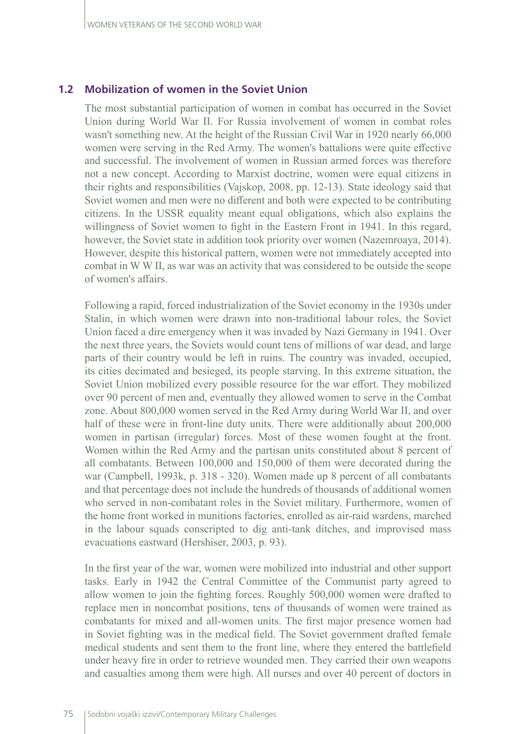## 1.2 Mobilization of women in the Soviet Union

The most substantial participation of women in combat has occurred in the Soviet Union during World War II. For Russia involvement of women in combat roles wasn't something new. At the height of the Russian Civil War in 1920 nearly 66,000 women were serving in the Red Army. The women's battalions were quite effective and successful. The involvement of women in Russian armed forces was therefore not a new concept. According to Marxist doctrine, women were equal citizens in their rights and responsibilities (Vajskop, 2008, pp. 12-13). State ideology said that Soviet women and men were no different and both were expected to be contributing citizens. In the USSR equality meant equal obligations, which also explains the willingness of Soviet women to fight in the Eastern Front in 1941. In this regard, however, the Soviet state in addition took priority over women (Nazemroaya, 2014). However, despite this historical pattern, women were not immediately accepted into combat in W W II, as war was an activity that was considered to be outside the scope of women's affairs.

Following a rapid, forced industrialization of the Soviet economy in the 1930s under Stalin, in which women were drawn into non-traditional labour roles, the Soviet Union faced a dire emergency when it was invaded by Nazi Germany in 1941. Over the next three years, the Soviets would count tens of millions of war dead, and large parts of their country would be left in ruins. The country was invaded, occupied, its cities decimated and besieged, its people starving. In this extreme situation, the Soviet Union mobilized every possible resource for the war effort. They mobilized over 90 percent of men and, eventually they allowed women to serve in the Combat zone. About 800,000 women served in the Red Army during World War II, and over half of these were in front-line duty units. There were additionally about 200,000 women in partisan (irregular) forces. Most of these women fought at the front. Women within the Red Army and the partisan units constituted about 8 percent of all combatants. Between 100,000 and 150,000 of them were decorated during the war (Campbell, 1993k, p. 318 - 320). Women made up 8 percent of all combatants and that percentage does not include the hundreds of thousands of additional women who served in non-combatant roles in the Soviet military. Furthermore, women of the home front worked in munitions factories, enrolled as air-raid wardens, marched in the labour squads conscripted to dig anti-tank ditches, and improvised mass evacuations eastward (Hershiser, 2003, p. 93).

In the first year of the war, women were mobilized into industrial and other support tasks. Early in 1942 the Central Committee of the Communist party agreed to allow women to join the fighting forces. Roughly 500,000 women were drafted to replace men in noncombat positions, tens of thousands of women were trained as combatants for mixed and all-women units. The first major presence women had in Soviet fighting was in the medical field. The Soviet government drafted female medical students and sent them to the front line, where they entered the battlefield under heavy fire in order to retrieve wounded men. They carried their own weapons and casualties among them were high. All nurses and over 40 percent of doctors in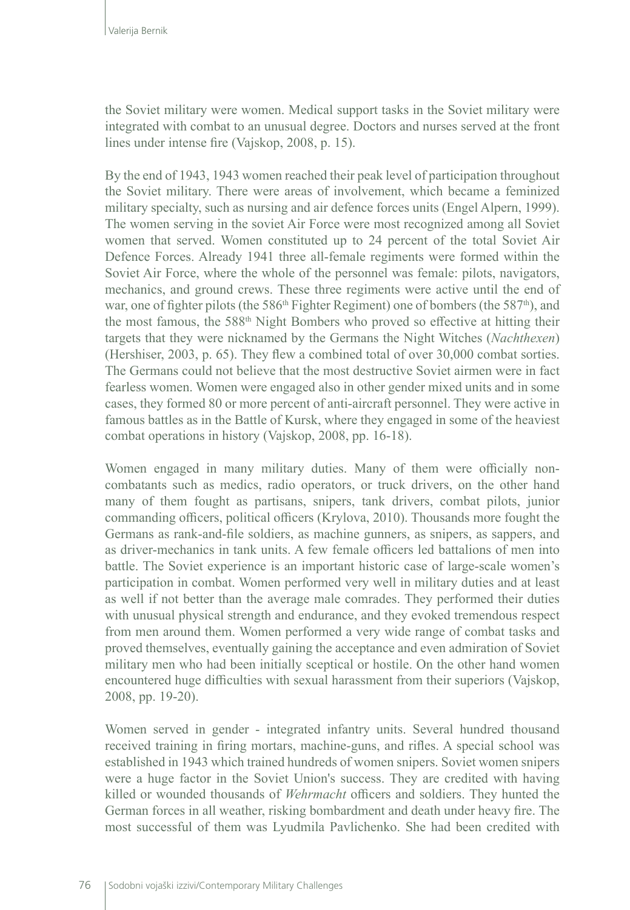the Soviet military were women. Medical support tasks in the Soviet military were integrated with combat to an unusual degree. Doctors and nurses served at the front lines under intense fire (Vajskop, 2008, p. 15).

By the end of 1943, 1943 women reached their peak level of participation throughout the Soviet military. There were areas of involvement, which became a feminized military specialty, such as nursing and air defence forces units (Engel Alpern, 1999). The women serving in the soviet Air Force were most recognized among all Soviet women that served. Women constituted up to 24 percent of the total Soviet Air Defence Forces. Already 1941 three all-female regiments were formed within the Soviet Air Force, where the whole of the personnel was female: pilots, navigators, mechanics, and ground crews. These three regiments were active until the end of war, one of fighter pilots (the 586th Fighter Regiment) one of bombers (the 587th), and the most famous, the 588th Night Bombers who proved so effective at hitting their targets that they were nicknamed by the Germans the Night Witches (*Nachthexen*) (Hershiser, 2003, p. 65). They flew a combined total of over 30,000 combat sorties. The Germans could not believe that the most destructive Soviet airmen were in fact fearless women. Women were engaged also in other gender mixed units and in some cases, they formed 80 or more percent of anti-aircraft personnel. They were active in famous battles as in the Battle of Kursk, where they engaged in some of the heaviest combat operations in history (Vajskop, 2008, pp. 16-18).

Women engaged in many military duties. Many of them were officially non-combatants such as medics, radio operators, or truck drivers, on the other hand many of them fought as partisans, snipers, tank drivers, combat pilots, junior commanding officers, political officers (Krylova, 2010). Thousands more fought the Germans as rank-and-file soldiers, as machine gunners, as snipers, as sappers, and as driver-mechanics in tank units. A few female officers led battalions of men into battle. The Soviet experience is an important historic case of large-scale women's participation in combat. Women performed very well in military duties and at least as well if not better than the average male comrades. They performed their duties with unusual physical strength and endurance, and they evoked tremendous respect from men around them. Women performed a very wide range of combat tasks and proved themselves, eventually gaining the acceptance and even admiration of Soviet military men who had been initially sceptical or hostile. On the other hand women encountered huge difficulties with sexual harassment from their superiors (Vajskop, 2008, pp. 19-20).

Women served in gender - integrated infantry units. Several hundred thousand received training in firing mortars, machine-guns, and rifles. A special school was established in 1943 which trained hundreds of women snipers. Soviet women snipers were a huge factor in the Soviet Union's success. They are credited with having killed or wounded thousands of *Wehrmacht* officers and soldiers. They hunted the German forces in all weather, risking bombardment and death under heavy fire. The most successful of them was Lyudmila Pavlichenko. She had been credited with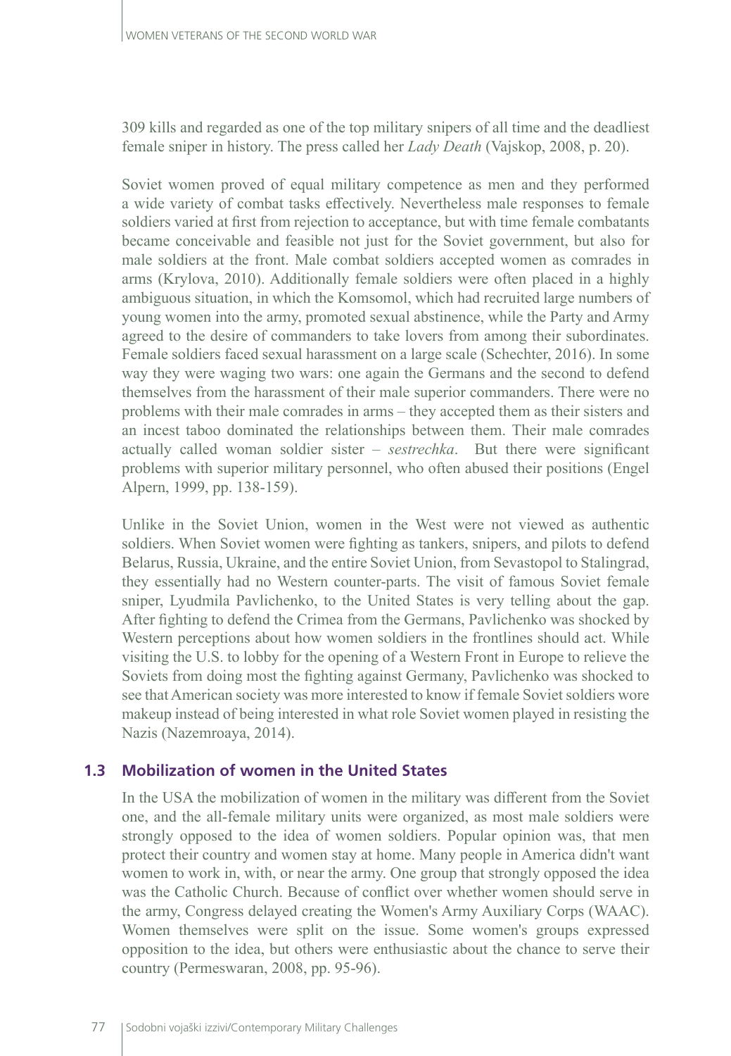309 kills and regarded as one of the top military snipers of all time and the deadliest female sniper in history. The press called her *Lady Death* (Vajskop, 2008, p. 20).

Soviet women proved of equal military competence as men and they performed a wide variety of combat tasks effectively. Nevertheless male responses to female soldiers varied at first from rejection to acceptance, but with time female combatants became conceivable and feasible not just for the Soviet government, but also for male soldiers at the front. Male combat soldiers accepted women as comrades in arms (Krylova, 2010). Additionally female soldiers were often placed in a highly ambiguous situation, in which the Komsomol, which had recruited large numbers of young women into the army, promoted sexual abstinence, while the Party and Army agreed to the desire of commanders to take lovers from among their subordinates. Female soldiers faced sexual harassment on a large scale (Schechter, 2016). In some way they were waging two wars: one again the Germans and the second to defend themselves from the harassment of their male superior commanders. There were no problems with their male comrades in arms – they accepted them as their sisters and an incest taboo dominated the relationships between them. Their male comrades actually called woman soldier sister – *sestrechka*. But there were significant problems with superior military personnel, who often abused their positions (Engel Alpern, 1999, pp. 138-159).

Unlike in the Soviet Union, women in the West were not viewed as authentic soldiers. When Soviet women were fighting as tankers, snipers, and pilots to defend Belarus, Russia, Ukraine, and the entire Soviet Union, from Sevastopol to Stalingrad, they essentially had no Western counter-parts. The visit of famous Soviet female sniper, Lyudmila Pavlichenko, to the United States is very telling about the gap. After fighting to defend the Crimea from the Germans, Pavlichenko was shocked by Western perceptions about how women soldiers in the frontlines should act. While visiting the U.S. to lobby for the opening of a Western Front in Europe to relieve the Soviets from doing most the fighting against Germany, Pavlichenko was shocked to see that American society was more interested to know if female Soviet soldiers wore makeup instead of being interested in what role Soviet women played in resisting the Nazis (Nazemroaya, 2014).

## 1.3 Mobilization of women in the United States

In the USA the mobilization of women in the military was different from the Soviet one, and the all-female military units were organized, as most male soldiers were strongly opposed to the idea of women soldiers. Popular opinion was, that men protect their country and women stay at home. Many people in America didn't want women to work in, with, or near the army. One group that strongly opposed the idea was the Catholic Church. Because of conflict over whether women should serve in the army, Congress delayed creating the Women's Army Auxiliary Corps (WAAC). Women themselves were split on the issue. Some women's groups expressed opposition to the idea, but others were enthusiastic about the chance to serve their country (Permeswaran, 2008, pp. 95-96).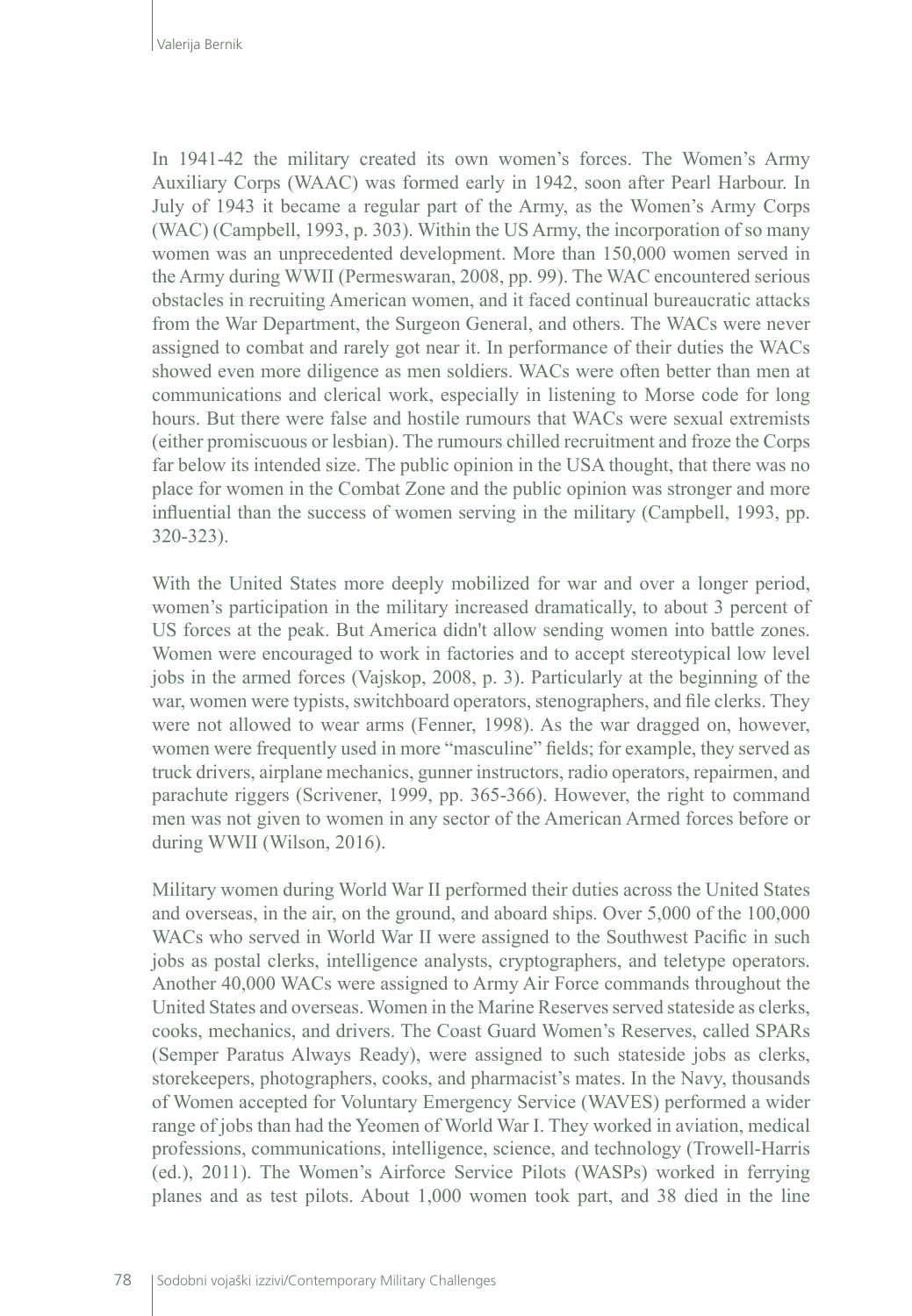In 1941-42 the military created its own women's forces. The Women's Army Auxiliary Corps (WAAC) was formed early in 1942, soon after Pearl Harbour. In July of 1943 it became a regular part of the Army, as the Women's Army Corps (WAC) (Campbell, 1993, p. 303). Within the US Army, the incorporation of so many women was an unprecedented development. More than 150,000 women served in the Army during WWII (Permeswaran, 2008, pp. 99). The WAC encountered serious obstacles in recruiting American women, and it faced continual bureaucratic attacks from the War Department, the Surgeon General, and others. The WACs were never assigned to combat and rarely got near it. In performance of their duties the WACs showed even more diligence as men soldiers. WACs were often better than men at communications and clerical work, especially in listening to Morse code for long hours. But there were false and hostile rumours that WACs were sexual extremists (either promiscuous or lesbian). The rumours chilled recruitment and froze the Corps far below its intended size. The public opinion in the USA thought, that there was no place for women in the Combat Zone and the public opinion was stronger and more influential than the success of women serving in the military (Campbell, 1993, pp. 320-323).

With the United States more deeply mobilized for war and over a longer period, women's participation in the military increased dramatically, to about 3 percent of US forces at the peak. But America didn't allow sending women into battle zones. Women were encouraged to work in factories and to accept stereotypical low level jobs in the armed forces (Vajskop, 2008, p. 3). Particularly at the beginning of the war, women were typists, switchboard operators, stenographers, and file clerks. They were not allowed to wear arms (Fenner, 1998). As the war dragged on, however, women were frequently used in more "masculine" fields; for example, they served as truck drivers, airplane mechanics, gunner instructors, radio operators, repairmen, and parachute riggers (Scrivener, 1999, pp. 365-366). However, the right to command men was not given to women in any sector of the American Armed forces before or during WWII (Wilson, 2016).

Military women during World War II performed their duties across the United States and overseas, in the air, on the ground, and aboard ships. Over 5,000 of the 100,000 WACs who served in World War II were assigned to the Southwest Pacific in such jobs as postal clerks, intelligence analysts, cryptographers, and teletype operators. Another 40,000 WACs were assigned to Army Air Force commands throughout the United States and overseas. Women in the Marine Reserves served stateside as clerks, cooks, mechanics, and drivers. The Coast Guard Women's Reserves, called SPARs (Semper Paratus Always Ready), were assigned to such stateside jobs as clerks, storekeepers, photographers, cooks, and pharmacist's mates. In the Navy, thousands of Women accepted for Voluntary Emergency Service (WAVES) performed a wider range of jobs than had the Yeomen of World War I. They worked in aviation, medical professions, communications, intelligence, science, and technology (Trowell-Harris (ed.), 2011). The Women's Airforce Service Pilots (WASPs) worked in ferrying planes and as test pilots. About 1,000 women took part, and 38 died in the line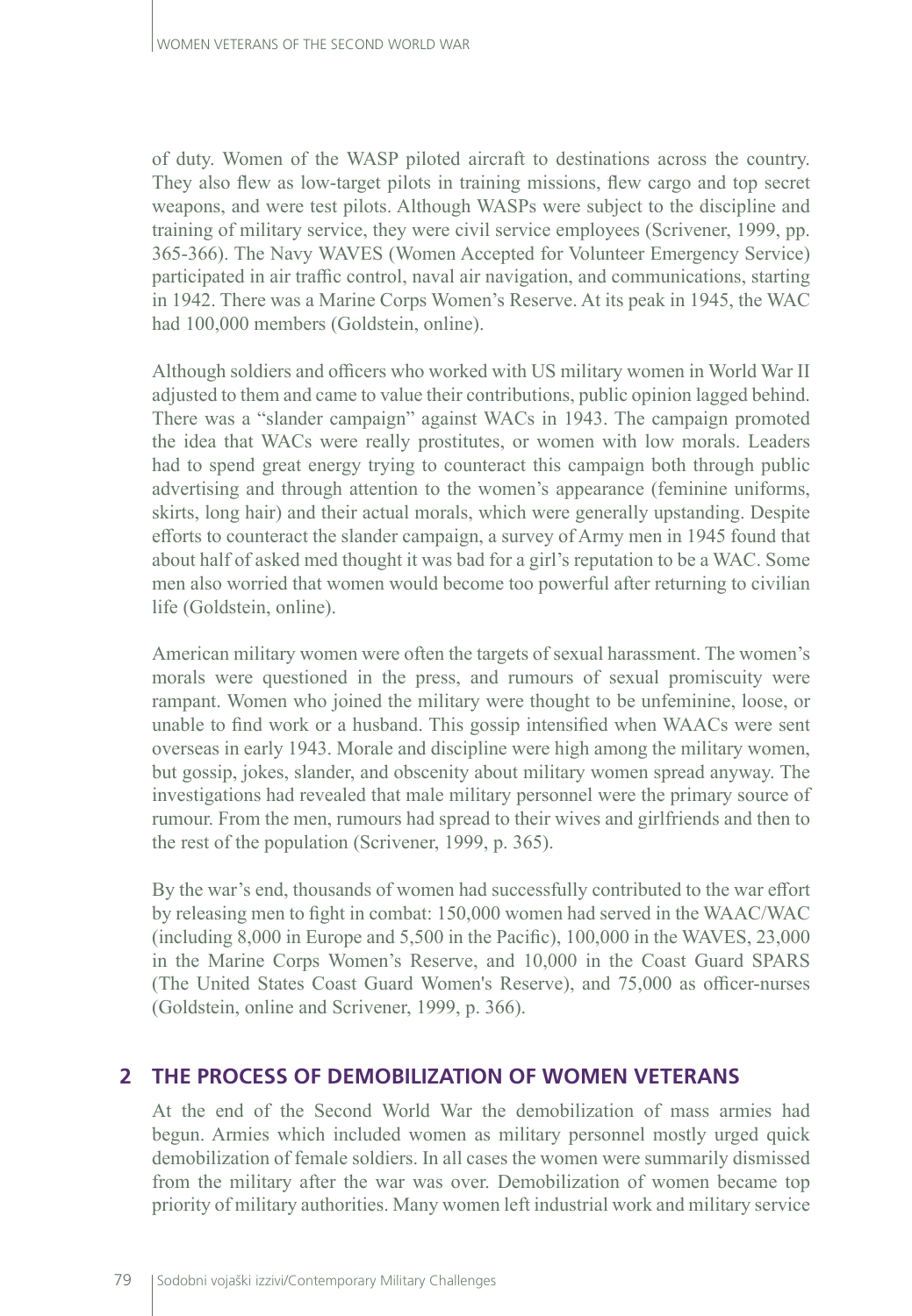of duty. Women of the WASP piloted aircraft to destinations across the country. They also flew as low-target pilots in training missions, flew cargo and top secret weapons, and were test pilots. Although WASPs were subject to the discipline and training of military service, they were civil service employees (Scrivener, 1999, pp. 365-366). The Navy WAVES (Women Accepted for Volunteer Emergency Service) participated in air traffic control, naval air navigation, and communications, starting in 1942. There was a Marine Corps Women's Reserve. At its peak in 1945, the WAC had 100,000 members (Goldstein, online).

Although soldiers and officers who worked with US military women in World War II adjusted to them and came to value their contributions, public opinion lagged behind. There was a "slander campaign" against WACs in 1943. The campaign promoted the idea that WACs were really prostitutes, or women with low morals. Leaders had to spend great energy trying to counteract this campaign both through public advertising and through attention to the women's appearance (feminine uniforms, skirts, long hair) and their actual morals, which were generally upstanding. Despite efforts to counteract the slander campaign, a survey of Army men in 1945 found that about half of asked med thought it was bad for a girl's reputation to be a WAC. Some men also worried that women would become too powerful after returning to civilian life (Goldstein, online).

American military women were often the targets of sexual harassment. The women's morals were questioned in the press, and rumours of sexual promiscuity were rampant. Women who joined the military were thought to be unfeminine, loose, or unable to find work or a husband. This gossip intensified when WAACs were sent overseas in early 1943. Morale and discipline were high among the military women, but gossip, jokes, slander, and obscenity about military women spread anyway. The investigations had revealed that male military personnel were the primary source of rumour. From the men, rumours had spread to their wives and girlfriends and then to the rest of the population (Scrivener, 1999, p. 365).

By the war's end, thousands of women had successfully contributed to the war effort by releasing men to fight in combat: 150,000 women had served in the WAAC/WAC (including 8,000 in Europe and 5,500 in the Pacific), 100,000 in the WAVES, 23,000 in the Marine Corps Women's Reserve, and 10,000 in the Coast Guard SPARS (The United States Coast Guard Women's Reserve), and 75,000 as officer-nurses (Goldstein, online and Scrivener, 1999, p. 366).

## 2 THE PROCESS OF DEMOBILIZATION OF WOMEN VETERANS

At the end of the Second World War the demobilization of mass armies had begun. Armies which included women as military personnel mostly urged quick demobilization of female soldiers. In all cases the women were summarily dismissed from the military after the war was over. Demobilization of women became top priority of military authorities. Many women left industrial work and military service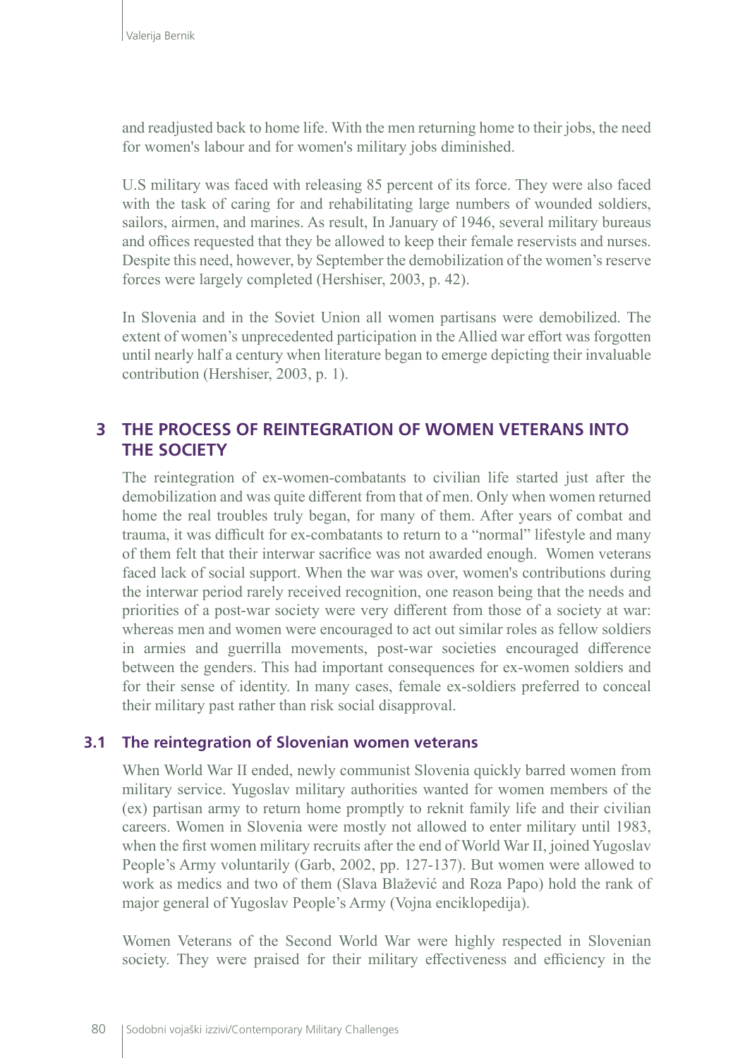and readjusted back to home life. With the men returning home to their jobs, the need for women's labour and for women's military jobs diminished.

U.S military was faced with releasing 85 percent of its force. They were also faced with the task of caring for and rehabilitating large numbers of wounded soldiers, sailors, airmen, and marines. As result, In January of 1946, several military bureaus and offices requested that they be allowed to keep their female reservists and nurses. Despite this need, however, by September the demobilization of the women's reserve forces were largely completed (Hershiser, 2003, p. 42).

In Slovenia and in the Soviet Union all women partisans were demobilized. The extent of women's unprecedented participation in the Allied war effort was forgotten until nearly half a century when literature began to emerge depicting their invaluable contribution (Hershiser, 2003, p. 1).

## 3 THE PROCESS OF REINTEGRATION OF WOMEN VETERANS INTO THE SOCIETY

The reintegration of ex-women-combatants to civilian life started just after the demobilization and was quite different from that of men. Only when women returned home the real troubles truly began, for many of them. After years of combat and trauma, it was difficult for ex-combatants to return to a "normal" lifestyle and many of them felt that their interwar sacrifice was not awarded enough. Women veterans faced lack of social support. When the war was over, women's contributions during the interwar period rarely received recognition, one reason being that the needs and priorities of a post-war society were very different from those of a society at war: whereas men and women were encouraged to act out similar roles as fellow soldiers in armies and guerrilla movements, post-war societies encouraged difference between the genders. This had important consequences for ex-women soldiers and for their sense of identity. In many cases, female ex-soldiers preferred to conceal their military past rather than risk social disapproval.

### 3.1 The reintegration of Slovenian women veterans

When World War II ended, newly communist Slovenia quickly barred women from military service. Yugoslav military authorities wanted for women members of the (ex) partisan army to return home promptly to reknit family life and their civilian careers. Women in Slovenia were mostly not allowed to enter military until 1983, when the first women military recruits after the end of World War II, joined Yugoslav People's Army voluntarily (Garb, 2002, pp. 127-137). But women were allowed to work as medics and two of them (Slava Blažević and Roza Papo) hold the rank of major general of Yugoslav People's Army (Vojna enciklopedija).

Women Veterans of the Second World War were highly respected in Slovenian society. They were praised for their military effectiveness and efficiency in the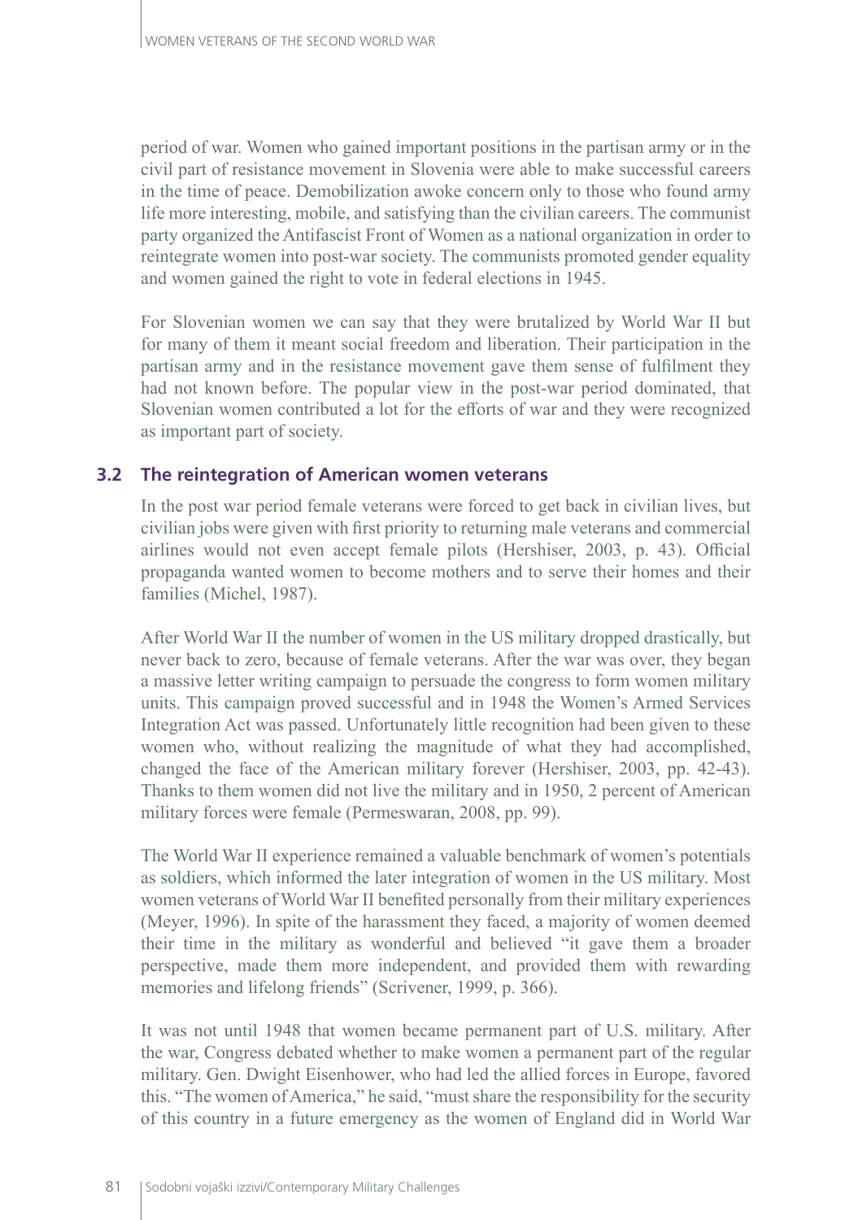period of war. Women who gained important positions in the partisan army or in the civil part of resistance movement in Slovenia were able to make successful careers in the time of peace. Demobilization awoke concern only to those who found army life more interesting, mobile, and satisfying than the civilian careers. The communist party organized the Antifascist Front of Women as a national organization in order to reintegrate women into post-war society. The communists promoted gender equality and women gained the right to vote in federal elections in 1945.

For Slovenian women we can say that they were brutalized by World War II but for many of them it meant social freedom and liberation. Their participation in the partisan army and in the resistance movement gave them sense of fulfilment they had not known before. The popular view in the post-war period dominated, that Slovenian women contributed a lot for the efforts of war and they were recognized as important part of society.

### 3.2 The reintegration of American women veterans

In the post war period female veterans were forced to get back in civilian lives, but civilian jobs were given with first priority to returning male veterans and commercial airlines would not even accept female pilots (Hershiser, 2003, p. 43). Official propaganda wanted women to become mothers and to serve their homes and their families (Michel, 1987).

After World War II the number of women in the US military dropped drastically, but never back to zero, because of female veterans. After the war was over, they began a massive letter writing campaign to persuade the congress to form women military units. This campaign proved successful and in 1948 the Women's Armed Services Integration Act was passed. Unfortunately little recognition had been given to these women who, without realizing the magnitude of what they had accomplished, changed the face of the American military forever (Hershiser, 2003, pp. 42-43). Thanks to them women did not live the military and in 1950, 2 percent of American military forces were female (Permeswaran, 2008, pp. 99).

The World War II experience remained a valuable benchmark of women's potentials as soldiers, which informed the later integration of women in the US military. Most women veterans of World War II benefited personally from their military experiences (Meyer, 1996). In spite of the harassment they faced, a majority of women deemed their time in the military as wonderful and believed "it gave them a broader perspective, made them more independent, and provided them with rewarding memories and lifelong friends" (Scrivener, 1999, p. 366).

It was not until 1948 that women became permanent part of U.S. military. After the war, Congress debated whether to make women a permanent part of the regular military. Gen. Dwight Eisenhower, who had led the allied forces in Europe, favored this. "The women of America," he said, "must share the responsibility for the security of this country in a future emergency as the women of England did in World War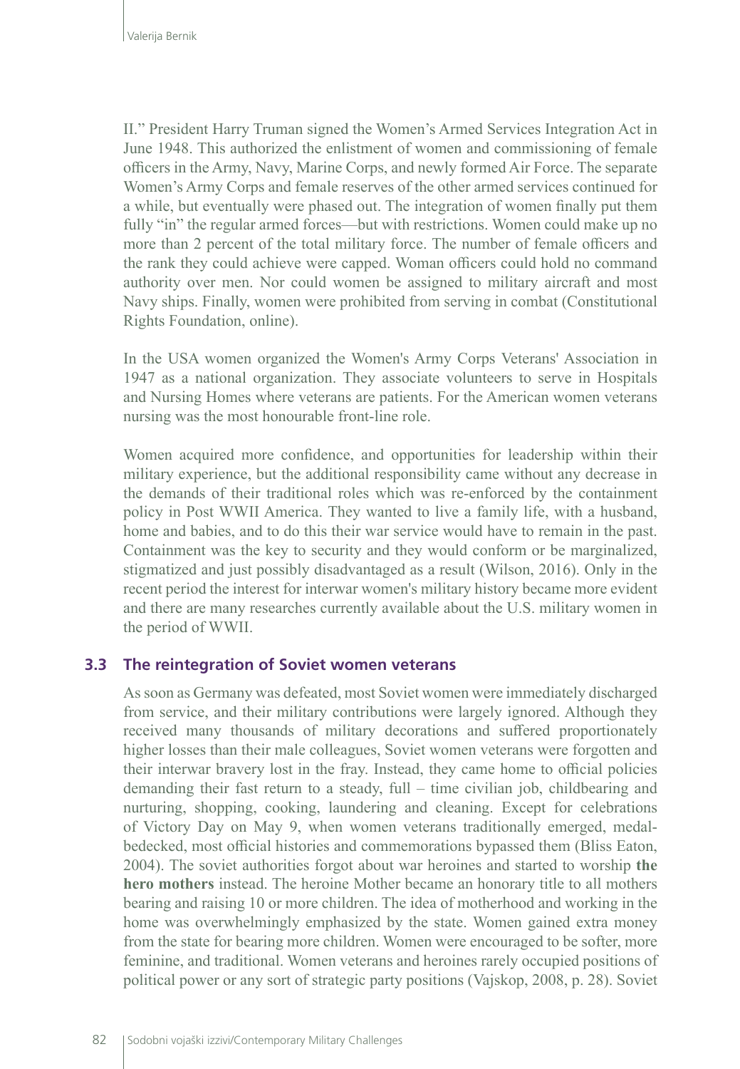II." President Harry Truman signed the Women's Armed Services Integration Act in June 1948. This authorized the enlistment of women and commissioning of female officers in the Army, Navy, Marine Corps, and newly formed Air Force. The separate Women's Army Corps and female reserves of the other armed services continued for a while, but eventually were phased out. The integration of women finally put them fully "in" the regular armed forces—but with restrictions. Women could make up no more than 2 percent of the total military force. The number of female officers and the rank they could achieve were capped. Woman officers could hold no command authority over men. Nor could women be assigned to military aircraft and most Navy ships. Finally, women were prohibited from serving in combat (Constitutional Rights Foundation, online).

In the USA women organized the Women's Army Corps Veterans' Association in 1947 as a national organization. They associate volunteers to serve in Hospitals and Nursing Homes where veterans are patients. For the American women veterans nursing was the most honourable front-line role.

Women acquired more confidence, and opportunities for leadership within their military experience, but the additional responsibility came without any decrease in the demands of their traditional roles which was re-enforced by the containment policy in Post WWII America. They wanted to live a family life, with a husband, home and babies, and to do this their war service would have to remain in the past. Containment was the key to security and they would conform or be marginalized, stigmatized and just possibly disadvantaged as a result (Wilson, 2016). Only in the recent period the interest for interwar women's military history became more evident and there are many researches currently available about the U.S. military women in the period of WWII.

### 3.3 The reintegration of Soviet women veterans

As soon as Germany was defeated, most Soviet women were immediately discharged from service, and their military contributions were largely ignored. Although they received many thousands of military decorations and suffered proportionately higher losses than their male colleagues, Soviet women veterans were forgotten and their interwar bravery lost in the fray. Instead, they came home to official policies demanding their fast return to a steady, full – time civilian job, childbearing and nurturing, shopping, cooking, laundering and cleaning. Except for celebrations of Victory Day on May 9, when women veterans traditionally emerged, medal-bedecked, most official histories and commemorations bypassed them (Bliss Eaton, 2004). The soviet authorities forgot about war heroines and started to worship **the hero mothers** instead. The heroine Mother became an honorary title to all mothers bearing and raising 10 or more children. The idea of motherhood and working in the home was overwhelmingly emphasized by the state. Women gained extra money from the state for bearing more children. Women were encouraged to be softer, more feminine, and traditional. Women veterans and heroines rarely occupied positions of political power or any sort of strategic party positions (Vajskop, 2008, p. 28). Soviet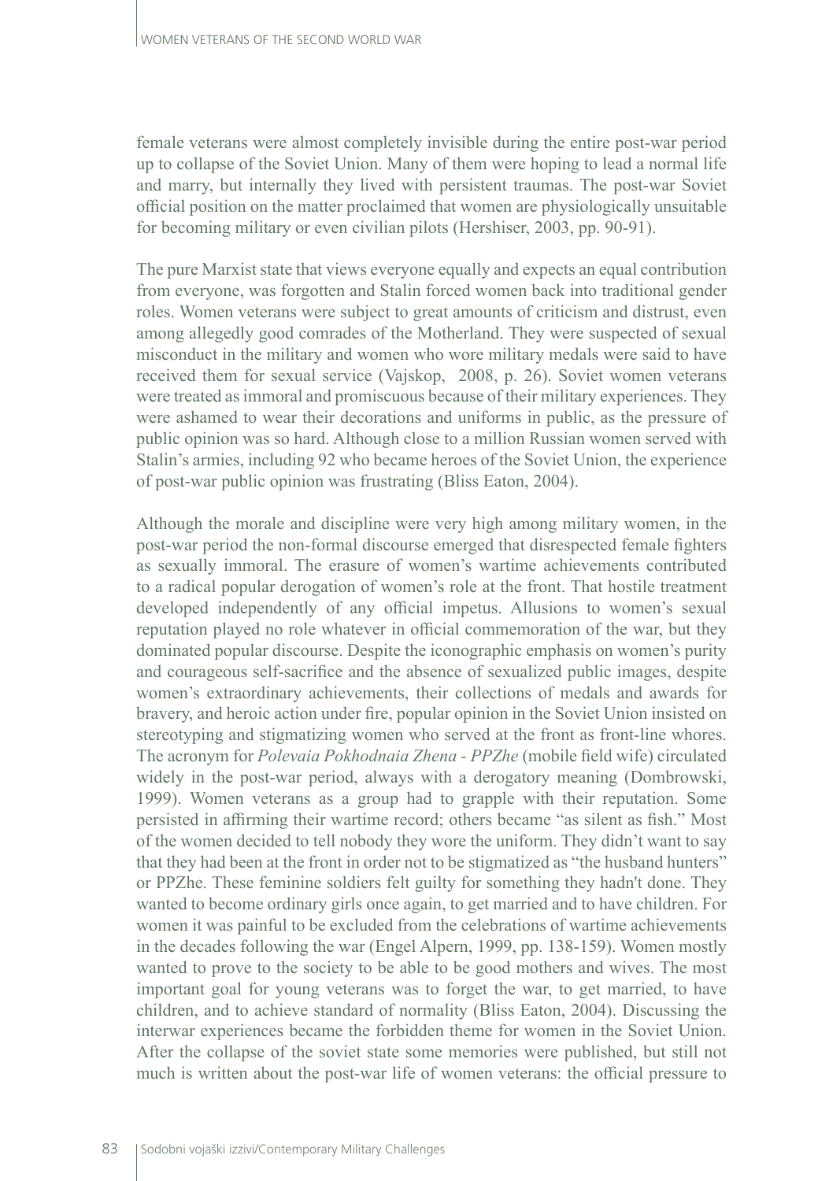female veterans were almost completely invisible during the entire post-war period up to collapse of the Soviet Union. Many of them were hoping to lead a normal life and marry, but internally they lived with persistent traumas. The post-war Soviet official position on the matter proclaimed that women are physiologically unsuitable for becoming military or even civilian pilots (Hershiser, 2003, pp. 90-91).

The pure Marxist state that views everyone equally and expects an equal contribution from everyone, was forgotten and Stalin forced women back into traditional gender roles. Women veterans were subject to great amounts of criticism and distrust, even among allegedly good comrades of the Motherland. They were suspected of sexual misconduct in the military and women who wore military medals were said to have received them for sexual service (Vajskop, 2008, p. 26). Soviet women veterans were treated as immoral and promiscuous because of their military experiences. They were ashamed to wear their decorations and uniforms in public, as the pressure of public opinion was so hard. Although close to a million Russian women served with Stalin's armies, including 92 who became heroes of the Soviet Union, the experience of post-war public opinion was frustrating (Bliss Eaton, 2004).

Although the morale and discipline were very high among military women, in the post-war period the non-formal discourse emerged that disrespected female fighters as sexually immoral. The erasure of women's wartime achievements contributed to a radical popular derogation of women's role at the front. That hostile treatment developed independently of any official impetus. Allusions to women's sexual reputation played no role whatever in official commemoration of the war, but they dominated popular discourse. Despite the iconographic emphasis on women's purity and courageous self-sacrifice and the absence of sexualized public images, despite women's extraordinary achievements, their collections of medals and awards for bravery, and heroic action under fire, popular opinion in the Soviet Union insisted on stereotyping and stigmatizing women who served at the front as front-line whores. The acronym for *Polevaia Pokhodnaia Zhena - PPZhe* (mobile field wife) circulated widely in the post-war period, always with a derogatory meaning (Dombrowski, 1999). Women veterans as a group had to grapple with their reputation. Some persisted in affirming their wartime record; others became "as silent as fish." Most of the women decided to tell nobody they wore the uniform. They didn't want to say that they had been at the front in order not to be stigmatized as "the husband hunters" or PPZhe. These feminine soldiers felt guilty for something they hadn't done. They wanted to become ordinary girls once again, to get married and to have children. For women it was painful to be excluded from the celebrations of wartime achievements in the decades following the war (Engel Alpern, 1999, pp. 138-159). Women mostly wanted to prove to the society to be able to be good mothers and wives. The most important goal for young veterans was to forget the war, to get married, to have children, and to achieve standard of normality (Bliss Eaton, 2004). Discussing the interwar experiences became the forbidden theme for women in the Soviet Union. After the collapse of the soviet state some memories were published, but still not much is written about the post-war life of women veterans: the official pressure to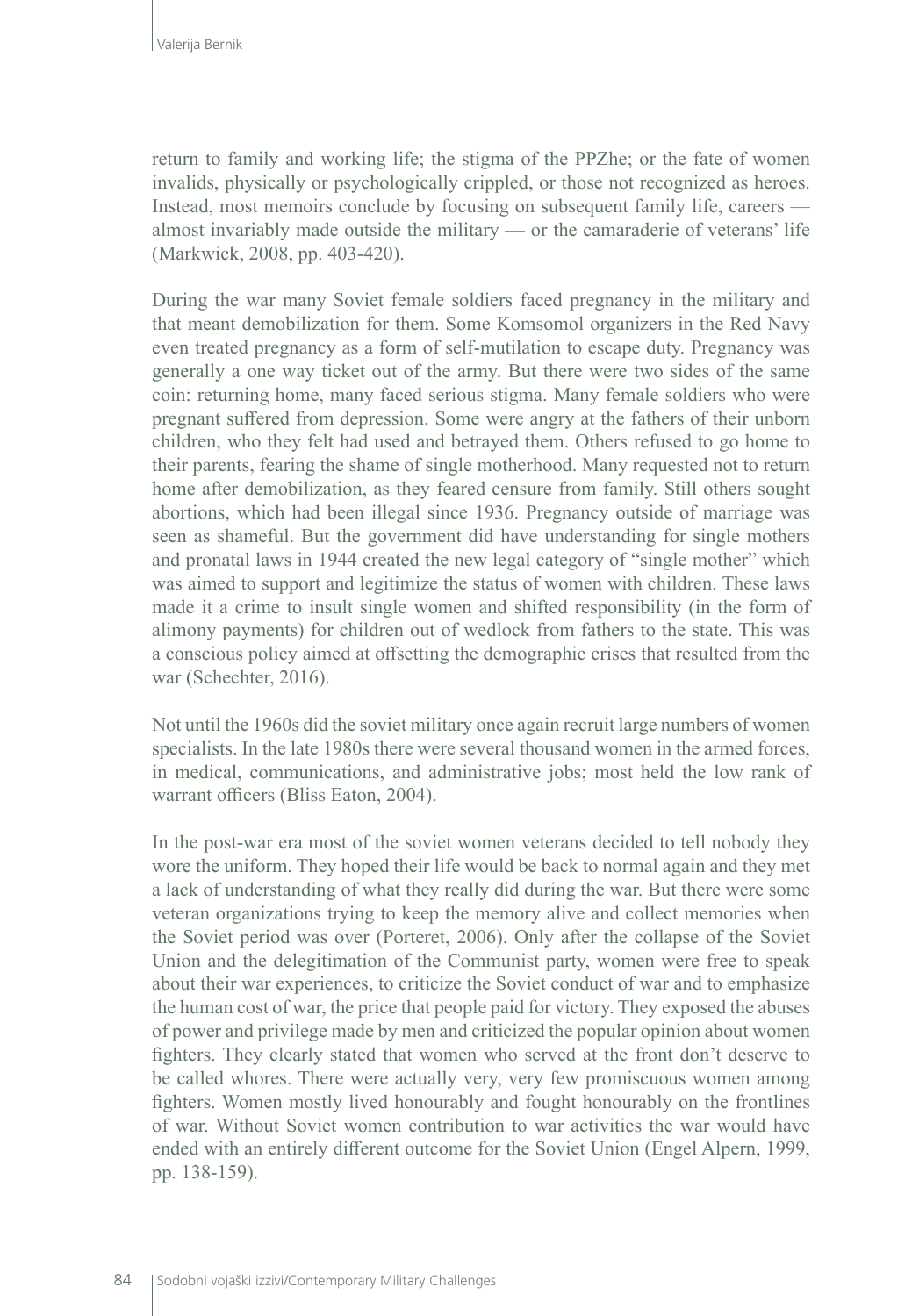return to family and working life; the stigma of the PPZhe; or the fate of women invalids, physically or psychologically crippled, or those not recognized as heroes. Instead, most memoirs conclude by focusing on subsequent family life, careers — almost invariably made outside the military — or the camaraderie of veterans' life (Markwick, 2008, pp. 403-420).

During the war many Soviet female soldiers faced pregnancy in the military and that meant demobilization for them. Some Komsomol organizers in the Red Navy even treated pregnancy as a form of self-mutilation to escape duty. Pregnancy was generally a one way ticket out of the army. But there were two sides of the same coin: returning home, many faced serious stigma. Many female soldiers who were pregnant suffered from depression. Some were angry at the fathers of their unborn children, who they felt had used and betrayed them. Others refused to go home to their parents, fearing the shame of single motherhood. Many requested not to return home after demobilization, as they feared censure from family. Still others sought abortions, which had been illegal since 1936. Pregnancy outside of marriage was seen as shameful. But the government did have understanding for single mothers and pronatal laws in 1944 created the new legal category of "single mother" which was aimed to support and legitimize the status of women with children. These laws made it a crime to insult single women and shifted responsibility (in the form of alimony payments) for children out of wedlock from fathers to the state. This was a conscious policy aimed at offsetting the demographic crises that resulted from the war (Schechter, 2016).

Not until the 1960s did the soviet military once again recruit large numbers of women specialists. In the late 1980s there were several thousand women in the armed forces, in medical, communications, and administrative jobs; most held the low rank of warrant officers (Bliss Eaton, 2004).

In the post-war era most of the soviet women veterans decided to tell nobody they wore the uniform. They hoped their life would be back to normal again and they met a lack of understanding of what they really did during the war. But there were some veteran organizations trying to keep the memory alive and collect memories when the Soviet period was over (Porteret, 2006). Only after the collapse of the Soviet Union and the delegitimation of the Communist party, women were free to speak about their war experiences, to criticize the Soviet conduct of war and to emphasize the human cost of war, the price that people paid for victory. They exposed the abuses of power and privilege made by men and criticized the popular opinion about women fighters. They clearly stated that women who served at the front don't deserve to be called whores. There were actually very, very few promiscuous women among fighters. Women mostly lived honourably and fought honourably on the frontlines of war. Without Soviet women contribution to war activities the war would have ended with an entirely different outcome for the Soviet Union (Engel Alpern, 1999, pp. 138-159).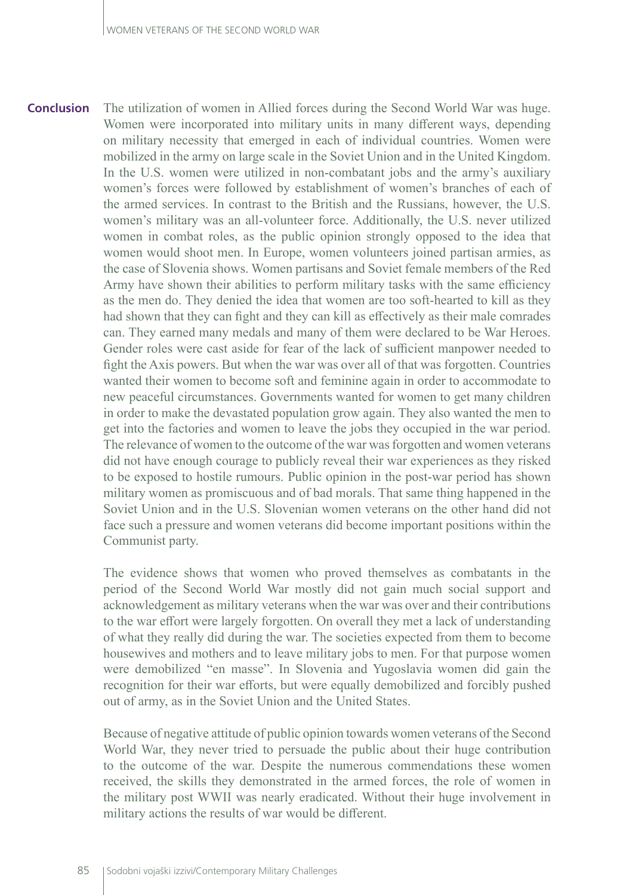## Conclusion

The utilization of women in Allied forces during the Second World War was huge. Women were incorporated into military units in many different ways, depending on military necessity that emerged in each of individual countries. Women were mobilized in the army on large scale in the Soviet Union and in the United Kingdom. In the U.S. women were utilized in non-combatant jobs and the army's auxiliary women's forces were followed by establishment of women's branches of each of the armed services. In contrast to the British and the Russians, however, the U.S. women's military was an all-volunteer force. Additionally, the U.S. never utilized women in combat roles, as the public opinion strongly opposed to the idea that women would shoot men. In Europe, women volunteers joined partisan armies, as the case of Slovenia shows. Women partisans and Soviet female members of the Red Army have shown their abilities to perform military tasks with the same efficiency as the men do. They denied the idea that women are too soft-hearted to kill as they had shown that they can fight and they can kill as effectively as their male comrades can. They earned many medals and many of them were declared to be War Heroes. Gender roles were cast aside for fear of the lack of sufficient manpower needed to fight the Axis powers. But when the war was over all of that was forgotten. Countries wanted their women to become soft and feminine again in order to accommodate to new peaceful circumstances. Governments wanted for women to get many children in order to make the devastated population grow again. They also wanted the men to get into the factories and women to leave the jobs they occupied in the war period. The relevance of women to the outcome of the war was forgotten and women veterans did not have enough courage to publicly reveal their war experiences as they risked to be exposed to hostile rumours. Public opinion in the post-war period has shown military women as promiscuous and of bad morals. That same thing happened in the Soviet Union and in the U.S. Slovenian women veterans on the other hand did not face such a pressure and women veterans did become important positions within the Communist party.

The evidence shows that women who proved themselves as combatants in the period of the Second World War mostly did not gain much social support and acknowledgement as military veterans when the war was over and their contributions to the war effort were largely forgotten. On overall they met a lack of understanding of what they really did during the war. The societies expected from them to become housewives and mothers and to leave military jobs to men. For that purpose women were demobilized "en masse". In Slovenia and Yugoslavia women did gain the recognition for their war efforts, but were equally demobilized and forcibly pushed out of army, as in the Soviet Union and the United States.

Because of negative attitude of public opinion towards women veterans of the Second World War, they never tried to persuade the public about their huge contribution to the outcome of the war. Despite the numerous commendations these women received, the skills they demonstrated in the armed forces, the role of women in the military post WWII was nearly eradicated. Without their huge involvement in military actions the results of war would be different.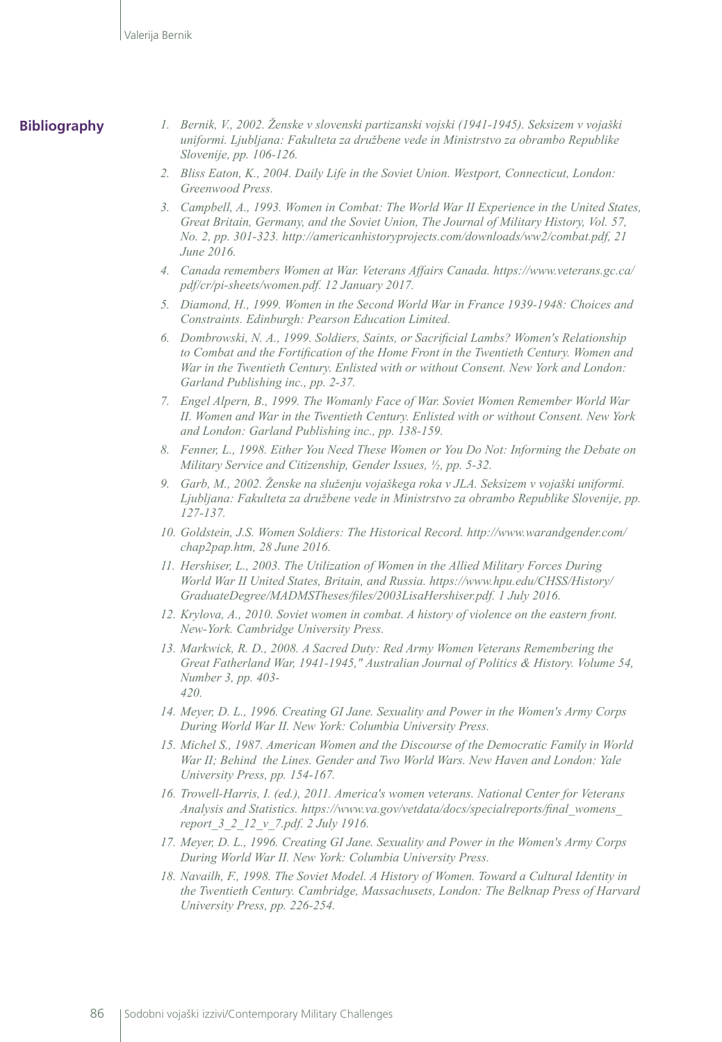## Bibliography

1. *Bernik, V., 2002. Ženske v slovenski partizanski vojski (1941-1945). Seksizem v vojaški uniformi. Ljubljana: Fakulteta za družbene vede in Ministrstvo za obrambo Republike Slovenije, pp. 106-126.*
2. *Bliss Eaton, K., 2004. Daily Life in the Soviet Union. Westport, Connecticut, London: Greenwood Press.*
3. *Campbell, A., 1993. Women in Combat: The World War II Experience in the United States, Great Britain, Germany, and the Soviet Union, The Journal of Military History, Vol. 57, No. 2, pp. 301-323. http://americanhistoryprojects.com/downloads/ww2/combat.pdf, 21 June 2016.*
4. *Canada remembers Women at War. Veterans Affairs Canada. https://www.veterans.gc.ca/pdf/cr/pi-sheets/women.pdf. 12 January 2017.*
5. *Diamond, H., 1999. Women in the Second World War in France 1939-1948: Choices and Constraints. Edinburgh: Pearson Education Limited.*
6. *Dombrowski, N. A., 1999. Soldiers, Saints, or Sacrificial Lambs? Women's Relationship to Combat and the Fortification of the Home Front in the Twentieth Century. Women and War in the Twentieth Century. Enlisted with or without Consent. New York and London: Garland Publishing inc., pp. 2-37.*
7. *Engel Alpern, B., 1999. The Womanly Face of War. Soviet Women Remember World War II. Women and War in the Twentieth Century. Enlisted with or without Consent. New York and London: Garland Publishing inc., pp. 138-159.*
8. *Fenner, L., 1998. Either You Need These Women or You Do Not: Informing the Debate on Military Service and Citizenship, Gender Issues, ½, pp. 5-32.*
9. *Garb, M., 2002. Ženske na služenju vojaškega roka v JLA. Seksizem v vojaški uniformi. Ljubljana: Fakulteta za družbene vede in Ministrstvo za obrambo Republike Slovenije, pp. 127-137.*
10. *Goldstein, J.S. Women Soldiers: The Historical Record. http://www.warandgender.com/chap2pap.htm, 28 June 2016.*
11. *Hershiser, L., 2003. The Utilization of Women in the Allied Military Forces During World War II United States, Britain, and Russia. https://www.hpu.edu/CHSS/History/GraduateDegree/MADMSTheses/files/2003LisaHershiser.pdf. 1 July 2016.*
12. *Krylova, A., 2010. Soviet women in combat. A history of violence on the eastern front. New-York. Cambridge University Press.*
13. *Markwick, R. D., 2008. A Sacred Duty: Red Army Women Veterans Remembering the Great Fatherland War, 1941-1945," Australian Journal of Politics & History. Volume 54, Number 3, pp. 403-420.*
14. *Meyer, D. L., 1996. Creating GI Jane. Sexuality and Power in the Women's Army Corps During World War II. New York: Columbia University Press.*
15. *Michel S., 1987. American Women and the Discourse of the Democratic Family in World War II; Behind the Lines. Gender and Two World Wars. New Haven and London: Yale University Press, pp. 154-167.*
16. *Trowell-Harris, I. (ed.), 2011. America's women veterans. National Center for Veterans Analysis and Statistics. https://www.va.gov/vetdata/docs/specialreports/final_womens_report_3_2_12_v_7.pdf. 2 July 1916.*
17. *Meyer, D. L., 1996. Creating GI Jane. Sexuality and Power in the Women's Army Corps During World War II. New York: Columbia University Press.*
18. *Navailh, F., 1998. The Soviet Model. A History of Women. Toward a Cultural Identity in the Twentieth Century. Cambridge, Massachusets, London: The Belknap Press of Harvard University Press, pp. 226-254.*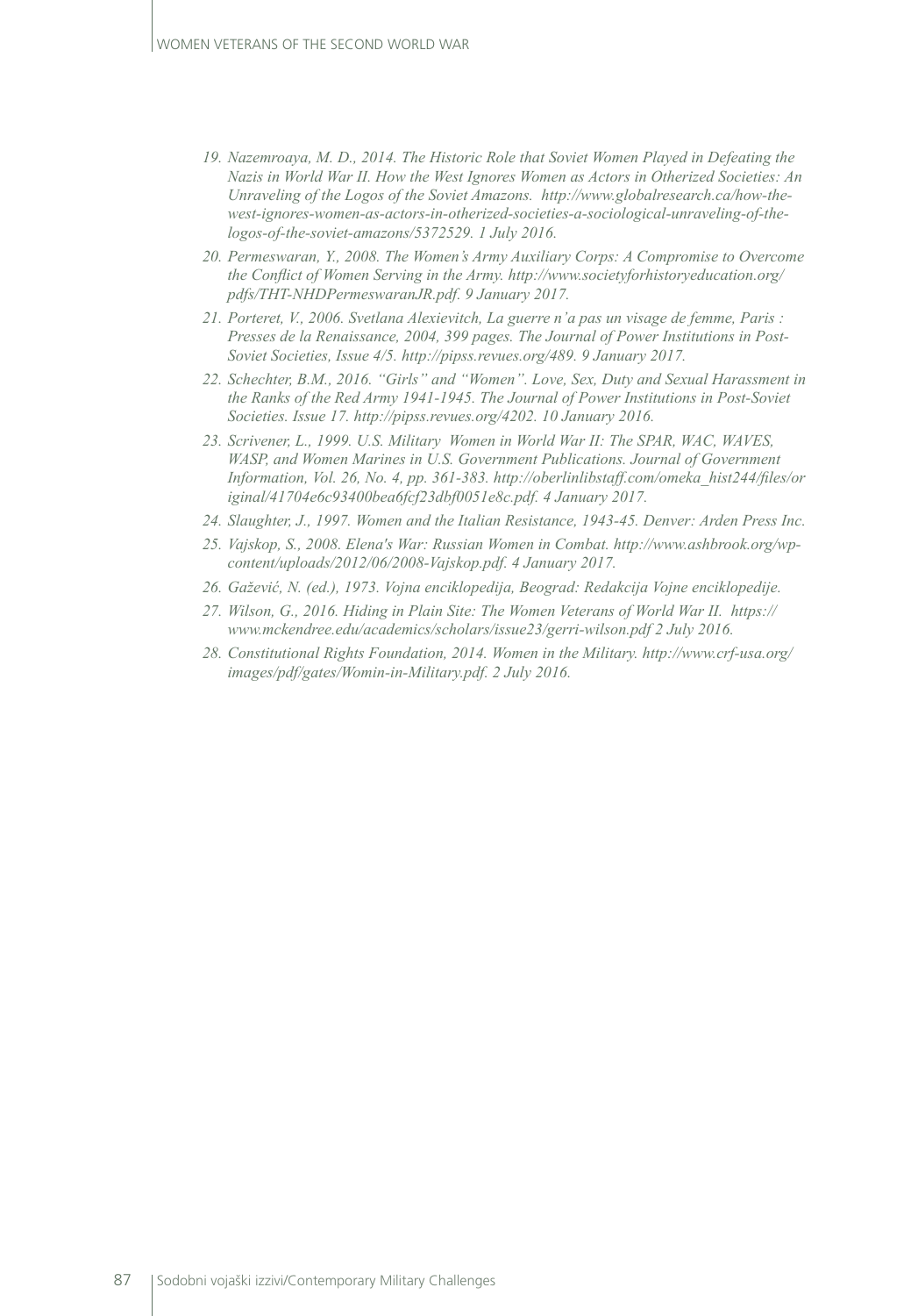19. *Nazemroaya, M. D., 2014. The Historic Role that Soviet Women Played in Defeating the Nazis in World War II. How the West Ignores Women as Actors in Otherized Societies: An Unraveling of the Logos of the Soviet Amazons. http://www.globalresearch.ca/how-the-west-ignores-women-as-actors-in-otherized-societies-a-sociological-unraveling-of-the-logos-of-the-soviet-amazons/5372529. 1 July 2016.*
20. *Permeswaran, Y., 2008. The Women's Army Auxiliary Corps: A Compromise to Overcome the Conflict of Women Serving in the Army. http://www.societyforhistoryeducation.org/pdfs/THT-NHDPermeswaranJR.pdf. 9 January 2017.*
21. *Porteret, V., 2006. Svetlana Alexievitch, La guerre n'a pas un visage de femme, Paris : Presses de la Renaissance, 2004, 399 pages. The Journal of Power Institutions in Post-Soviet Societies, Issue 4/5. http://pipss.revues.org/489. 9 January 2017.*
22. *Schechter, B.M., 2016. "Girls" and "Women". Love, Sex, Duty and Sexual Harassment in the Ranks of the Red Army 1941-1945. The Journal of Power Institutions in Post-Soviet Societies. Issue 17. http://pipss.revues.org/4202. 10 January 2016.*
23. *Scrivener, L., 1999. U.S. Military Women in World War II: The SPAR, WAC, WAVES, WASP, and Women Marines in U.S. Government Publications. Journal of Government Information, Vol. 26, No. 4, pp. 361-383. http://oberlinlibstaff.com/omeka_hist244/files/original/41704e6c93400bea6fcf23dbf0051e8c.pdf. 4 January 2017.*
24. *Slaughter, J., 1997. Women and the Italian Resistance, 1943-45. Denver: Arden Press Inc.*
25. *Vajskop, S., 2008. Elena's War: Russian Women in Combat. http://www.ashbrook.org/wp-content/uploads/2012/06/2008-Vajskop.pdf. 4 January 2017.*
26. *Gažević, N. (ed.), 1973. Vojna enciklopedija, Beograd: Redakcija Vojne enciklopedije.*
27. *Wilson, G., 2016. Hiding in Plain Site: The Women Veterans of World War II. https://www.mckendree.edu/academics/scholars/issue23/gerri-wilson.pdf 2 July 2016.*
28. *Constitutional Rights Foundation, 2014. Women in the Military. http://www.crf-usa.org/images/pdf/gates/Womin-in-Military.pdf. 2 July 2016.*